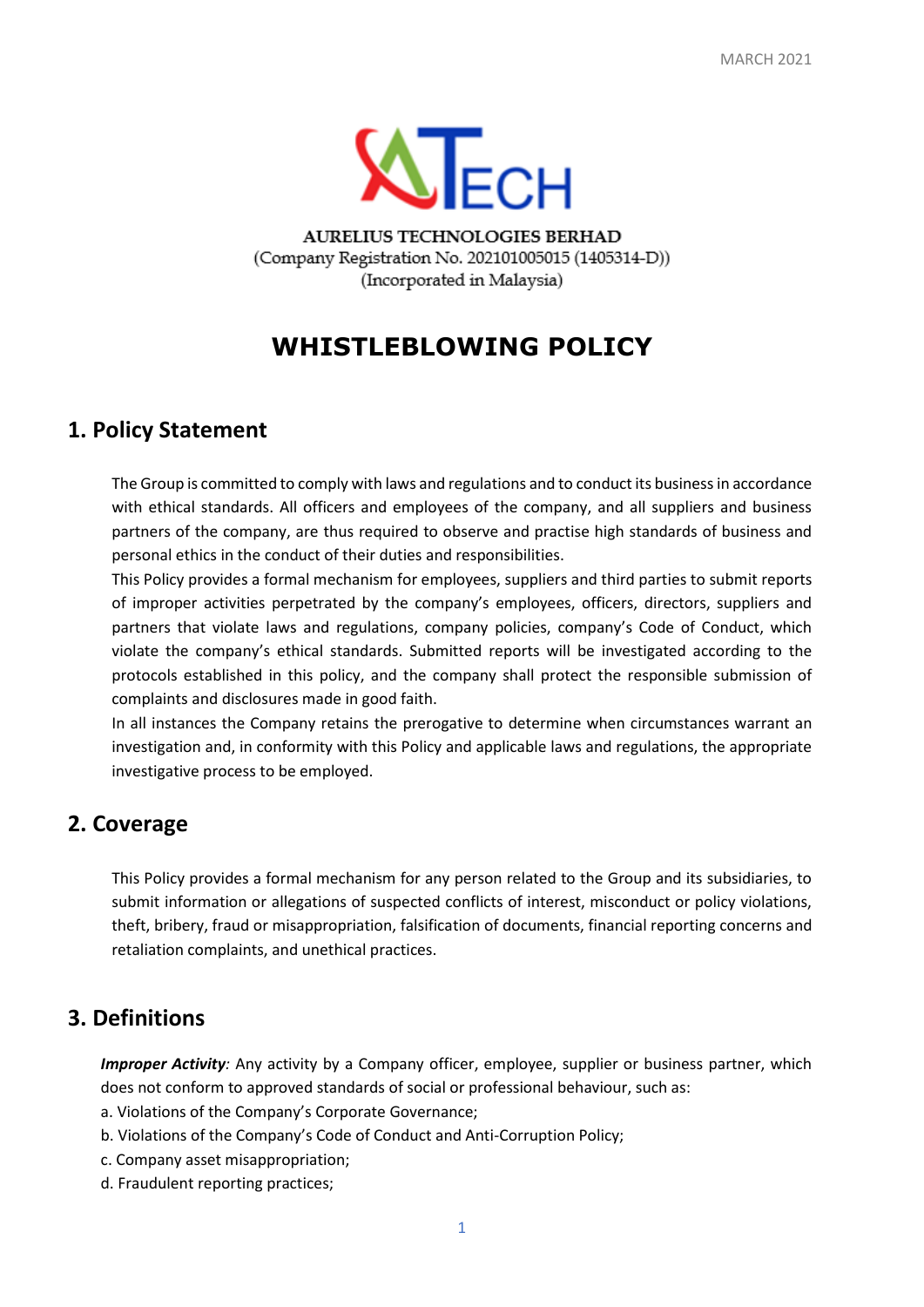MARCH 2021

**AURELIUS TECHNOLOGIES BERHAD**
(Company Registration No. 202101005015 (1405314-D))
(Incorporated in Malaysia)

# WHISTLEBLOWING POLICY

## 1. Policy Statement

The Group is committed to comply with laws and regulations and to conduct its business in accordance with ethical standards. All officers and employees of the company, and all suppliers and business partners of the company, are thus required to observe and practise high standards of business and personal ethics in the conduct of their duties and responsibilities.

This Policy provides a formal mechanism for employees, suppliers and third parties to submit reports of improper activities perpetrated by the company's employees, officers, directors, suppliers and partners that violate laws and regulations, company policies, company's Code of Conduct, which violate the company's ethical standards. Submitted reports will be investigated according to the protocols established in this policy, and the company shall protect the responsible submission of complaints and disclosures made in good faith.

In all instances the Company retains the prerogative to determine when circumstances warrant an investigation and, in conformity with this Policy and applicable laws and regulations, the appropriate investigative process to be employed.

## 2. Coverage

This Policy provides a formal mechanism for any person related to the Group and its subsidiaries, to submit information or allegations of suspected conflicts of interest, misconduct or policy violations, theft, bribery, fraud or misappropriation, falsification of documents, financial reporting concerns and retaliation complaints, and unethical practices.

## 3. Definitions

***Improper Activity***: Any activity by a Company officer, employee, supplier or business partner, which does not conform to approved standards of social or professional behaviour, such as:

a. Violations of the Company's Corporate Governance;
b. Violations of the Company's Code of Conduct and Anti-Corruption Policy;
c. Company asset misappropriation;
d. Fraudulent reporting practices;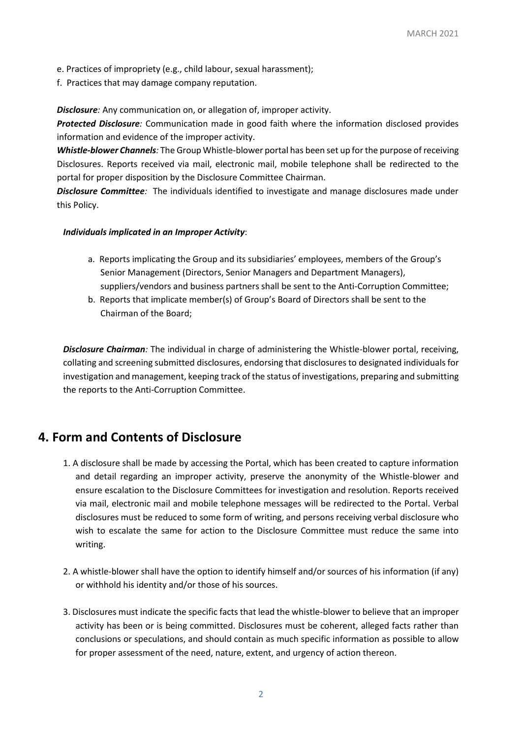e. Practices of impropriety (e.g., child labour, sexual harassment);
f. Practices that may damage company reputation.

***Disclosure****:* Any communication on, or allegation of, improper activity.

***Protected Disclosure****:* Communication made in good faith where the information disclosed provides information and evidence of the improper activity.

***Whistle-blower Channels****:* The Group Whistle-blower portal has been set up for the purpose of receiving Disclosures. Reports received via mail, electronic mail, mobile telephone shall be redirected to the portal for proper disposition by the Disclosure Committee Chairman.

***Disclosure Committee****:* The individuals identified to investigate and manage disclosures made under this Policy.

***Individuals implicated in an Improper Activity***:

a. Reports implicating the Group and its subsidiaries' employees, members of the Group's Senior Management (Directors, Senior Managers and Department Managers), suppliers/vendors and business partners shall be sent to the Anti-Corruption Committee;
b. Reports that implicate member(s) of Group's Board of Directors shall be sent to the Chairman of the Board;

***Disclosure Chairman****:* The individual in charge of administering the Whistle-blower portal, receiving, collating and screening submitted disclosures, endorsing that disclosures to designated individuals for investigation and management, keeping track of the status of investigations, preparing and submitting the reports to the Anti-Corruption Committee.

## 4. Form and Contents of Disclosure

1. A disclosure shall be made by accessing the Portal, which has been created to capture information and detail regarding an improper activity, preserve the anonymity of the Whistle-blower and ensure escalation to the Disclosure Committees for investigation and resolution. Reports received via mail, electronic mail and mobile telephone messages will be redirected to the Portal. Verbal disclosures must be reduced to some form of writing, and persons receiving verbal disclosure who wish to escalate the same for action to the Disclosure Committee must reduce the same into writing.

2. A whistle-blower shall have the option to identify himself and/or sources of his information (if any) or withhold his identity and/or those of his sources.

3. Disclosures must indicate the specific facts that lead the whistle-blower to believe that an improper activity has been or is being committed. Disclosures must be coherent, alleged facts rather than conclusions or speculations, and should contain as much specific information as possible to allow for proper assessment of the need, nature, extent, and urgency of action thereon.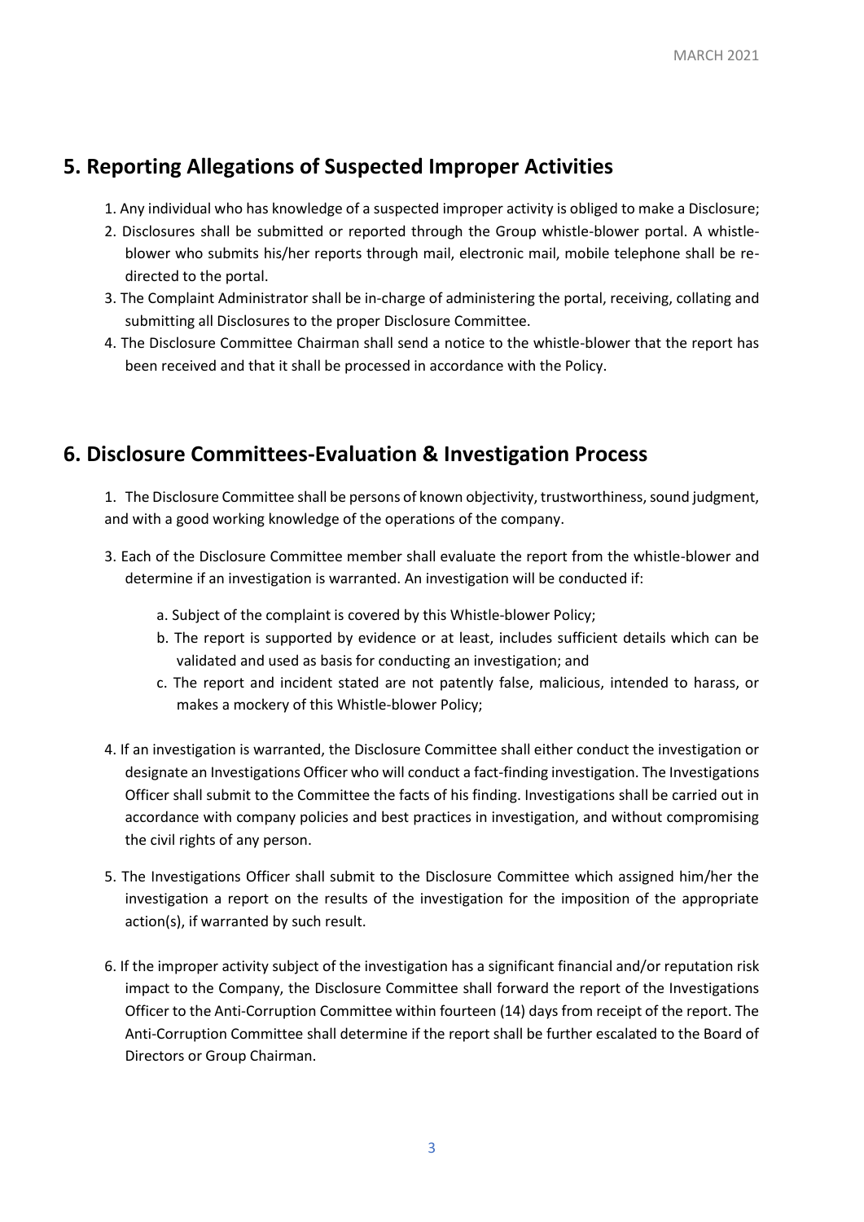## 5. Reporting Allegations of Suspected Improper Activities

1. Any individual who has knowledge of a suspected improper activity is obliged to make a Disclosure;
2. Disclosures shall be submitted or reported through the Group whistle-blower portal. A whistle-blower who submits his/her reports through mail, electronic mail, mobile telephone shall be re-directed to the portal.
3. The Complaint Administrator shall be in-charge of administering the portal, receiving, collating and submitting all Disclosures to the proper Disclosure Committee.
4. The Disclosure Committee Chairman shall send a notice to the whistle-blower that the report has been received and that it shall be processed in accordance with the Policy.

## 6. Disclosure Committees-Evaluation & Investigation Process

1. The Disclosure Committee shall be persons of known objectivity, trustworthiness, sound judgment, and with a good working knowledge of the operations of the company.

3. Each of the Disclosure Committee member shall evaluate the report from the whistle-blower and determine if an investigation is warranted. An investigation will be conducted if:

    a. Subject of the complaint is covered by this Whistle-blower Policy;
    b. The report is supported by evidence or at least, includes sufficient details which can be validated and used as basis for conducting an investigation; and
    c. The report and incident stated are not patently false, malicious, intended to harass, or makes a mockery of this Whistle-blower Policy;

4. If an investigation is warranted, the Disclosure Committee shall either conduct the investigation or designate an Investigations Officer who will conduct a fact-finding investigation. The Investigations Officer shall submit to the Committee the facts of his finding. Investigations shall be carried out in accordance with company policies and best practices in investigation, and without compromising the civil rights of any person.

5. The Investigations Officer shall submit to the Disclosure Committee which assigned him/her the investigation a report on the results of the investigation for the imposition of the appropriate action(s), if warranted by such result.

6. If the improper activity subject of the investigation has a significant financial and/or reputation risk impact to the Company, the Disclosure Committee shall forward the report of the Investigations Officer to the Anti-Corruption Committee within fourteen (14) days from receipt of the report. The Anti-Corruption Committee shall determine if the report shall be further escalated to the Board of Directors or Group Chairman.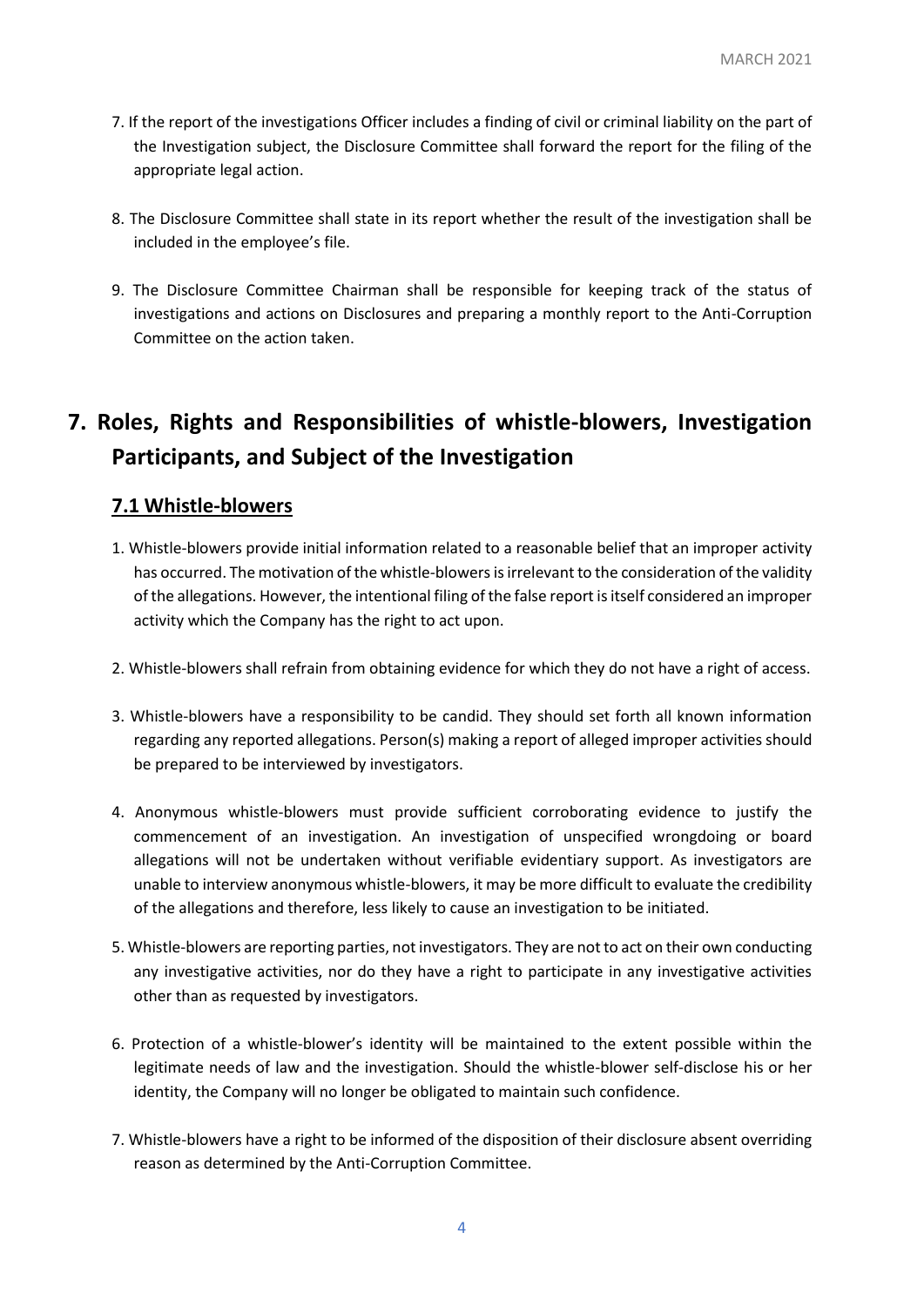7. If the report of the investigations Officer includes a finding of civil or criminal liability on the part of the Investigation subject, the Disclosure Committee shall forward the report for the filing of the appropriate legal action.

8. The Disclosure Committee shall state in its report whether the result of the investigation shall be included in the employee's file.

9. The Disclosure Committee Chairman shall be responsible for keeping track of the status of investigations and actions on Disclosures and preparing a monthly report to the Anti-Corruption Committee on the action taken.

# 7. Roles, Rights and Responsibilities of whistle-blowers, Investigation Participants, and Subject of the Investigation

## 7.1 Whistle-blowers

1. Whistle-blowers provide initial information related to a reasonable belief that an improper activity has occurred. The motivation of the whistle-blowers is irrelevant to the consideration of the validity of the allegations. However, the intentional filing of the false report is itself considered an improper activity which the Company has the right to act upon.

2. Whistle-blowers shall refrain from obtaining evidence for which they do not have a right of access.

3. Whistle-blowers have a responsibility to be candid. They should set forth all known information regarding any reported allegations. Person(s) making a report of alleged improper activities should be prepared to be interviewed by investigators.

4. Anonymous whistle-blowers must provide sufficient corroborating evidence to justify the commencement of an investigation. An investigation of unspecified wrongdoing or board allegations will not be undertaken without verifiable evidentiary support. As investigators are unable to interview anonymous whistle-blowers, it may be more difficult to evaluate the credibility of the allegations and therefore, less likely to cause an investigation to be initiated.

5. Whistle-blowers are reporting parties, not investigators. They are not to act on their own conducting any investigative activities, nor do they have a right to participate in any investigative activities other than as requested by investigators.

6. Protection of a whistle-blower's identity will be maintained to the extent possible within the legitimate needs of law and the investigation. Should the whistle-blower self-disclose his or her identity, the Company will no longer be obligated to maintain such confidence.

7. Whistle-blowers have a right to be informed of the disposition of their disclosure absent overriding reason as determined by the Anti-Corruption Committee.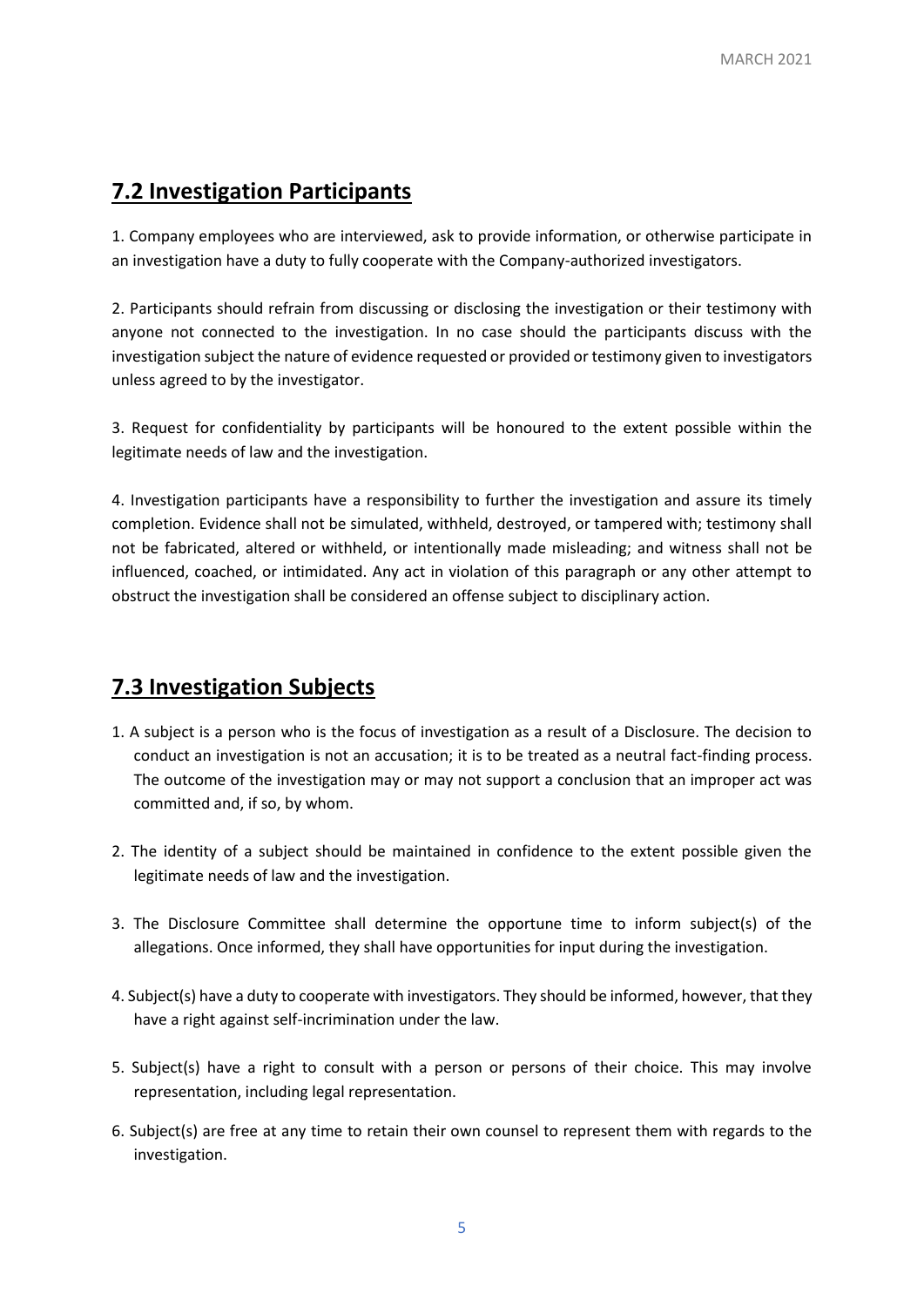## **7.2 Investigation Participants**

1. Company employees who are interviewed, ask to provide information, or otherwise participate in an investigation have a duty to fully cooperate with the Company-authorized investigators.

2. Participants should refrain from discussing or disclosing the investigation or their testimony with anyone not connected to the investigation. In no case should the participants discuss with the investigation subject the nature of evidence requested or provided or testimony given to investigators unless agreed to by the investigator.

3. Request for confidentiality by participants will be honoured to the extent possible within the legitimate needs of law and the investigation.

4. Investigation participants have a responsibility to further the investigation and assure its timely completion. Evidence shall not be simulated, withheld, destroyed, or tampered with; testimony shall not be fabricated, altered or withheld, or intentionally made misleading; and witness shall not be influenced, coached, or intimidated. Any act in violation of this paragraph or any other attempt to obstruct the investigation shall be considered an offense subject to disciplinary action.

## **7.3 Investigation Subjects**

1. A subject is a person who is the focus of investigation as a result of a Disclosure. The decision to conduct an investigation is not an accusation; it is to be treated as a neutral fact-finding process. The outcome of the investigation may or may not support a conclusion that an improper act was committed and, if so, by whom.

2. The identity of a subject should be maintained in confidence to the extent possible given the legitimate needs of law and the investigation.

3. The Disclosure Committee shall determine the opportune time to inform subject(s) of the allegations. Once informed, they shall have opportunities for input during the investigation.

4. Subject(s) have a duty to cooperate with investigators. They should be informed, however, that they have a right against self-incrimination under the law.

5. Subject(s) have a right to consult with a person or persons of their choice. This may involve representation, including legal representation.

6. Subject(s) are free at any time to retain their own counsel to represent them with regards to the investigation.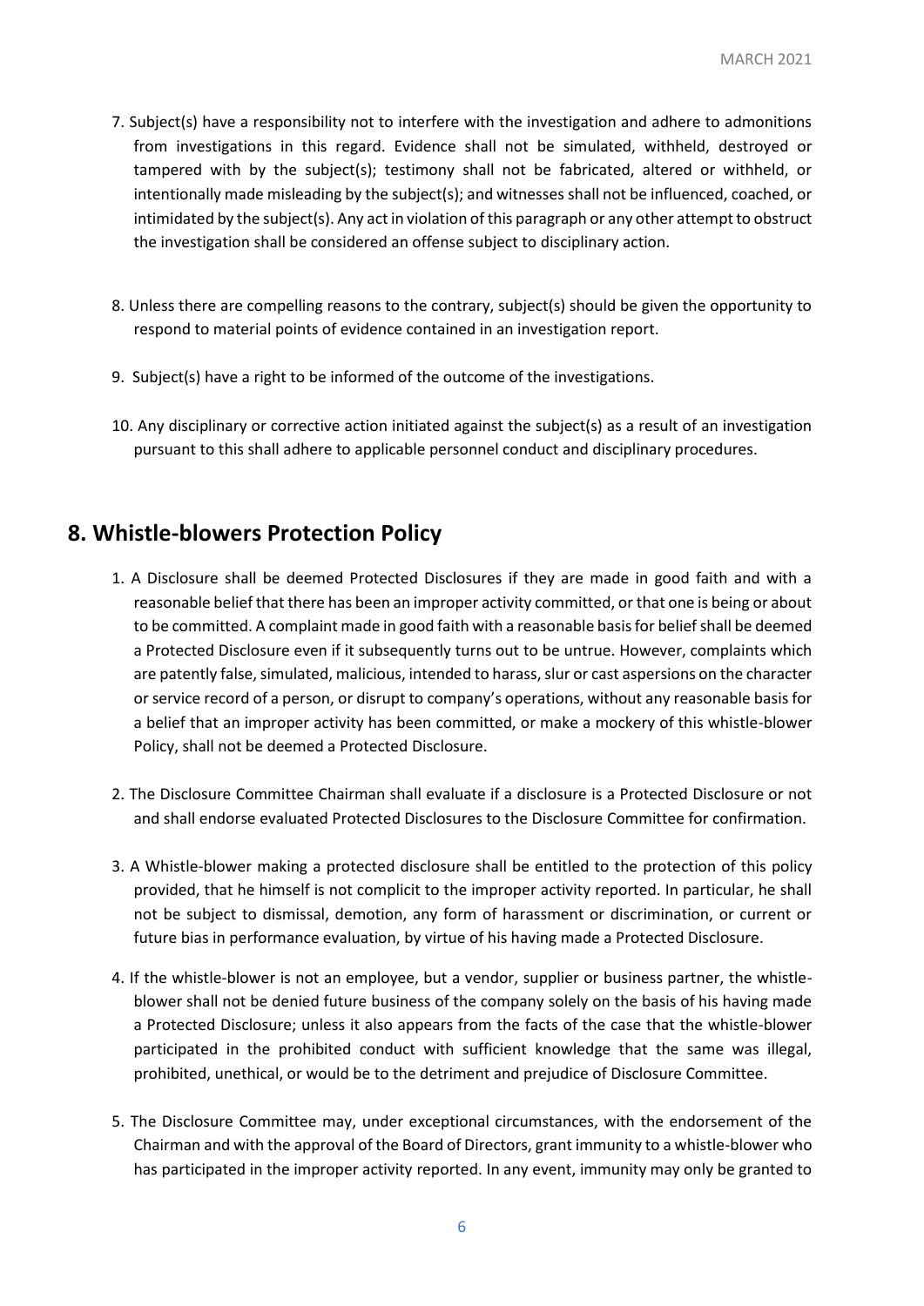7. Subject(s) have a responsibility not to interfere with the investigation and adhere to admonitions from investigations in this regard. Evidence shall not be simulated, withheld, destroyed or tampered with by the subject(s); testimony shall not be fabricated, altered or withheld, or intentionally made misleading by the subject(s); and witnesses shall not be influenced, coached, or intimidated by the subject(s). Any act in violation of this paragraph or any other attempt to obstruct the investigation shall be considered an offense subject to disciplinary action.

8. Unless there are compelling reasons to the contrary, subject(s) should be given the opportunity to respond to material points of evidence contained in an investigation report.

9. Subject(s) have a right to be informed of the outcome of the investigations.

10. Any disciplinary or corrective action initiated against the subject(s) as a result of an investigation pursuant to this shall adhere to applicable personnel conduct and disciplinary procedures.

## 8. Whistle-blowers Protection Policy

1. A Disclosure shall be deemed Protected Disclosures if they are made in good faith and with a reasonable belief that there has been an improper activity committed, or that one is being or about to be committed. A complaint made in good faith with a reasonable basis for belief shall be deemed a Protected Disclosure even if it subsequently turns out to be untrue. However, complaints which are patently false, simulated, malicious, intended to harass, slur or cast aspersions on the character or service record of a person, or disrupt to company's operations, without any reasonable basis for a belief that an improper activity has been committed, or make a mockery of this whistle-blower Policy, shall not be deemed a Protected Disclosure.

2. The Disclosure Committee Chairman shall evaluate if a disclosure is a Protected Disclosure or not and shall endorse evaluated Protected Disclosures to the Disclosure Committee for confirmation.

3. A Whistle-blower making a protected disclosure shall be entitled to the protection of this policy provided, that he himself is not complicit to the improper activity reported. In particular, he shall not be subject to dismissal, demotion, any form of harassment or discrimination, or current or future bias in performance evaluation, by virtue of his having made a Protected Disclosure.

4. If the whistle-blower is not an employee, but a vendor, supplier or business partner, the whistle-blower shall not be denied future business of the company solely on the basis of his having made a Protected Disclosure; unless it also appears from the facts of the case that the whistle-blower participated in the prohibited conduct with sufficient knowledge that the same was illegal, prohibited, unethical, or would be to the detriment and prejudice of Disclosure Committee.

5. The Disclosure Committee may, under exceptional circumstances, with the endorsement of the Chairman and with the approval of the Board of Directors, grant immunity to a whistle-blower who has participated in the improper activity reported. In any event, immunity may only be granted to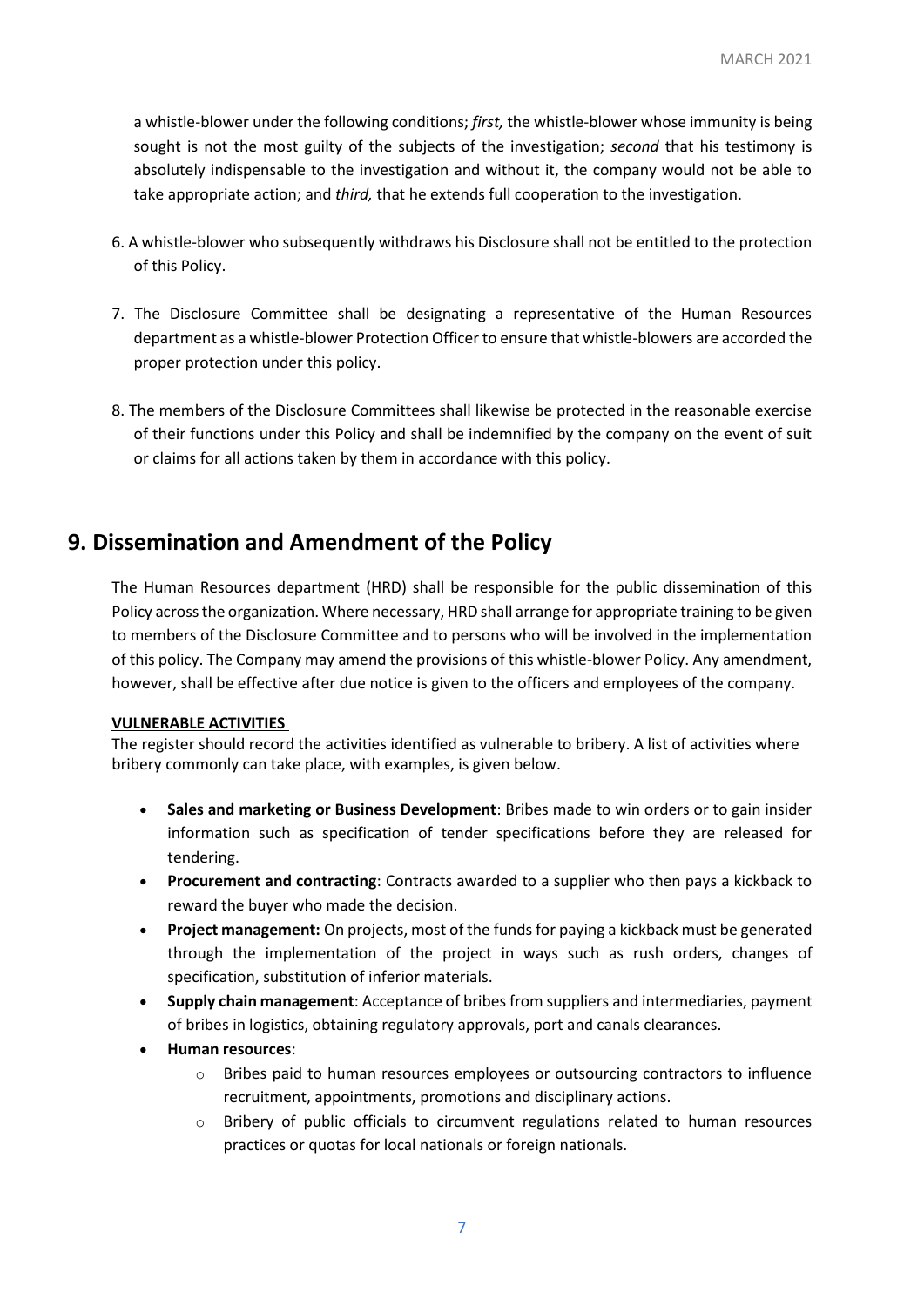a whistle-blower under the following conditions; *first,* the whistle-blower whose immunity is being sought is not the most guilty of the subjects of the investigation; *second* that his testimony is absolutely indispensable to the investigation and without it, the company would not be able to take appropriate action; and *third,* that he extends full cooperation to the investigation.

6. A whistle-blower who subsequently withdraws his Disclosure shall not be entitled to the protection of this Policy.

7. The Disclosure Committee shall be designating a representative of the Human Resources department as a whistle-blower Protection Officer to ensure that whistle-blowers are accorded the proper protection under this policy.

8. The members of the Disclosure Committees shall likewise be protected in the reasonable exercise of their functions under this Policy and shall be indemnified by the company on the event of suit or claims for all actions taken by them in accordance with this policy.

## 9. Dissemination and Amendment of the Policy

The Human Resources department (HRD) shall be responsible for the public dissemination of this Policy across the organization. Where necessary, HRD shall arrange for appropriate training to be given to members of the Disclosure Committee and to persons who will be involved in the implementation of this policy. The Company may amend the provisions of this whistle-blower Policy. Any amendment, however, shall be effective after due notice is given to the officers and employees of the company.

**VULNERABLE ACTIVITIES**

The register should record the activities identified as vulnerable to bribery. A list of activities where bribery commonly can take place, with examples, is given below.

- **Sales and marketing or Business Development**: Bribes made to win orders or to gain insider information such as specification of tender specifications before they are released for tendering.
- **Procurement and contracting**: Contracts awarded to a supplier who then pays a kickback to reward the buyer who made the decision.
- **Project management:** On projects, most of the funds for paying a kickback must be generated through the implementation of the project in ways such as rush orders, changes of specification, substitution of inferior materials.
- **Supply chain management**: Acceptance of bribes from suppliers and intermediaries, payment of bribes in logistics, obtaining regulatory approvals, port and canals clearances.
- **Human resources**:
  - Bribes paid to human resources employees or outsourcing contractors to influence recruitment, appointments, promotions and disciplinary actions.
  - Bribery of public officials to circumvent regulations related to human resources practices or quotas for local nationals or foreign nationals.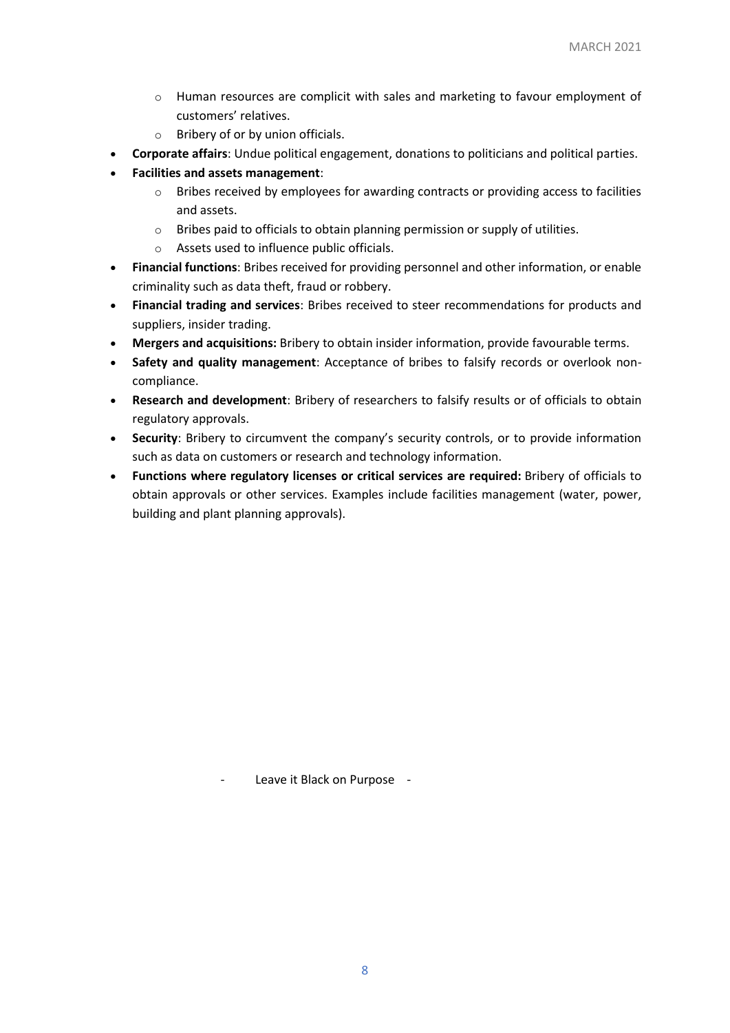- Human resources are complicit with sales and marketing to favour employment of customers' relatives.
  - Bribery of or by union officials.
- **Corporate affairs**: Undue political engagement, donations to politicians and political parties.
- **Facilities and assets management**:
  - Bribes received by employees for awarding contracts or providing access to facilities and assets.
  - Bribes paid to officials to obtain planning permission or supply of utilities.
  - Assets used to influence public officials.
- **Financial functions**: Bribes received for providing personnel and other information, or enable criminality such as data theft, fraud or robbery.
- **Financial trading and services**: Bribes received to steer recommendations for products and suppliers, insider trading.
- **Mergers and acquisitions:** Bribery to obtain insider information, provide favourable terms.
- **Safety and quality management**: Acceptance of bribes to falsify records or overlook non-compliance.
- **Research and development**: Bribery of researchers to falsify results or of officials to obtain regulatory approvals.
- **Security**: Bribery to circumvent the company's security controls, or to provide information such as data on customers or research and technology information.
- **Functions where regulatory licenses or critical services are required:** Bribery of officials to obtain approvals or other services. Examples include facilities management (water, power, building and plant planning approvals).

\- Leave it Black on Purpose -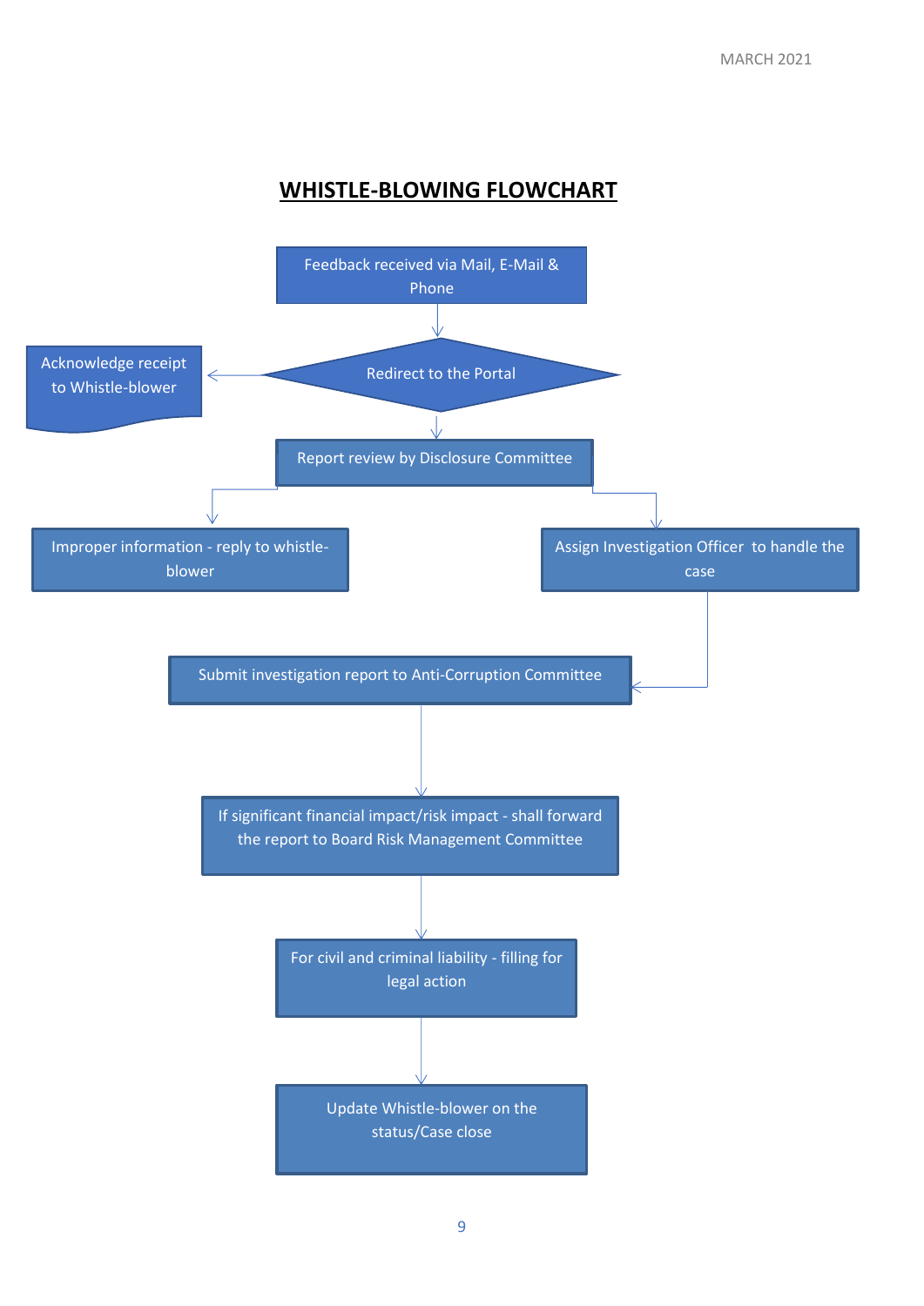# WHISTLE-BLOWING FLOWCHART

Feedback received via Mail, E-Mail & Phone

Redirect to the Portal

Acknowledge receipt to Whistle-blower

Report review by Disclosure Committee

Improper information - reply to whistle-blower

Assign Investigation Officer to handle the case

Submit investigation report to Anti-Corruption Committee

If significant financial impact/risk impact - shall forward the report to Board Risk Management Committee

For civil and criminal liability - filling for legal action

Update Whistle-blower on the status/Case close